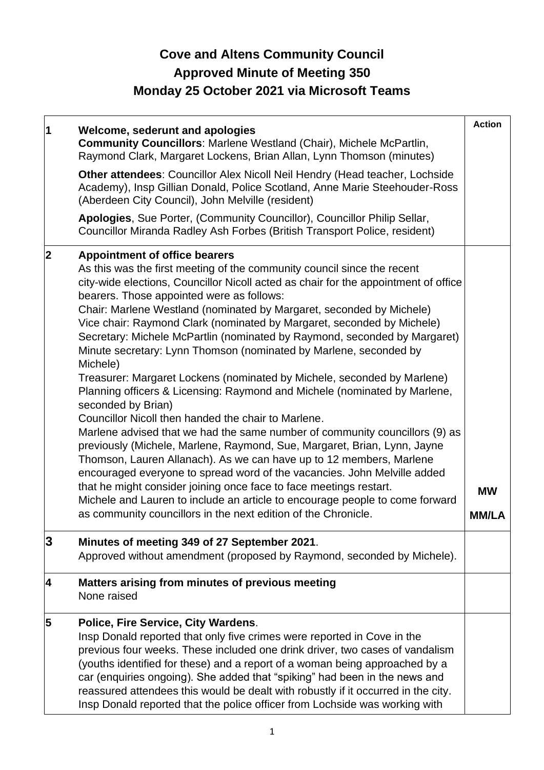# Cove and Altens Community Council
## Approved Minute of Meeting 350
## Monday 25 October 2021 via Microsoft Teams

| | | Action |
|---|---|---|
| 1 | **Welcome, sederunt and apologies**<br>**Community Councillors**: Marlene Westland (Chair), Michele McPartlin, Raymond Clark, Margaret Lockens, Brian Allan, Lynn Thomson (minutes)<br><br>**Other attendees**: Councillor Alex Nicoll Neil Hendry (Head teacher, Lochside Academy), Insp Gillian Donald, Police Scotland, Anne Marie Steehouder-Ross (Aberdeen City Council), John Melville (resident)<br><br>**Apologies**, Sue Porter, (Community Councillor), Councillor Philip Sellar, Councillor Miranda Radley Ash Forbes (British Transport Police, resident) | |
| 2 | **Appointment of office bearers**<br>As this was the first meeting of the community council since the recent city-wide elections, Councillor Nicoll acted as chair for the appointment of office bearers. Those appointed were as follows:<br>Chair: Marlene Westland (nominated by Margaret, seconded by Michele)<br>Vice chair: Raymond Clark (nominated by Margaret, seconded by Michele)<br>Secretary: Michele McPartlin (nominated by Raymond, seconded by Margaret)<br>Minute secretary: Lynn Thomson (nominated by Marlene, seconded by Michele)<br>Treasurer: Margaret Lockens (nominated by Michele, seconded by Marlene)<br>Planning officers & Licensing: Raymond and Michele (nominated by Marlene, seconded by Brian)<br>Councillor Nicoll then handed the chair to Marlene.<br>Marlene advised that we had the same number of community councillors (9) as previously (Michele, Marlene, Raymond, Sue, Margaret, Brian, Lynn, Jayne Thomson, Lauren Allanach). As we can have up to 12 members, Marlene encouraged everyone to spread word of the vacancies. John Melville added that he might consider joining once face to face meetings restart.<br>Michele and Lauren to include an article to encourage people to come forward as community councillors in the next edition of the Chronicle. | **MW**<br><br>**MM/LA** |
| 3 | **Minutes of meeting 349 of 27 September 2021**.<br>Approved without amendment (proposed by Raymond, seconded by Michele). | |
| 4 | **Matters arising from minutes of previous meeting**<br>None raised | |
| 5 | **Police, Fire Service, City Wardens**.<br>Insp Donald reported that only five crimes were reported in Cove in the previous four weeks. These included one drink driver, two cases of vandalism (youths identified for these) and a report of a woman being approached by a car (enquiries ongoing). She added that "spiking" had been in the news and reassured attendees this would be dealt with robustly if it occurred in the city. Insp Donald reported that the police officer from Lochside was working with | |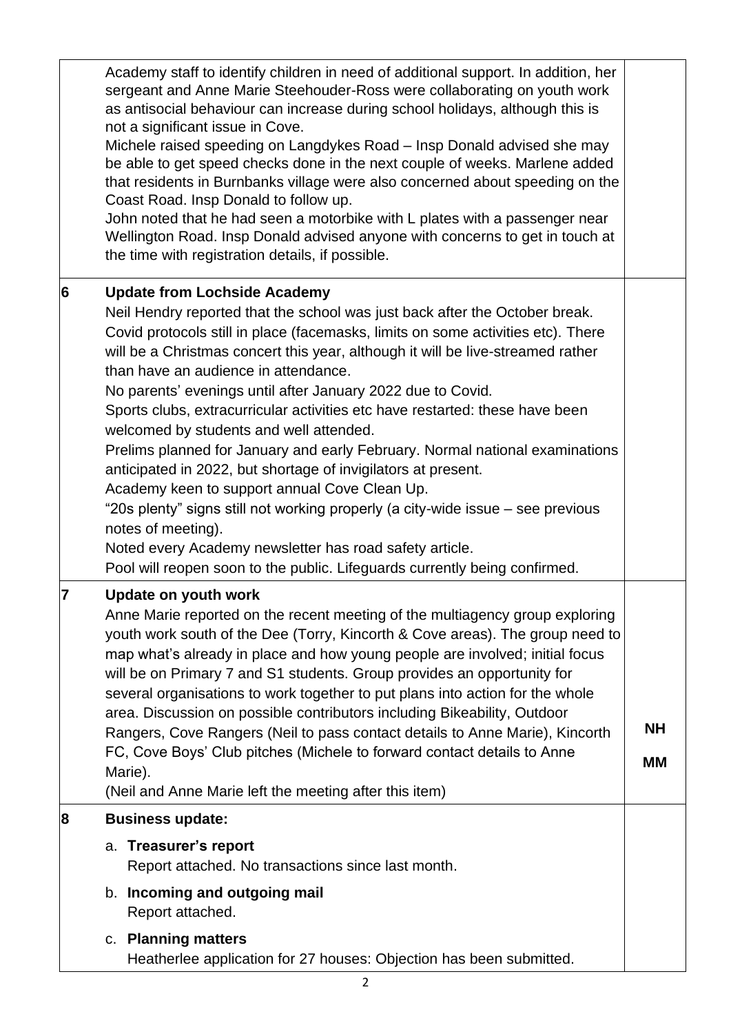| | | |
|---|---|---|
| | Academy staff to identify children in need of additional support. In addition, her sergeant and Anne Marie Steehouder-Ross were collaborating on youth work as antisocial behaviour can increase during school holidays, although this is not a significant issue in Cove.<br>Michele raised speeding on Langdykes Road – Insp Donald advised she may be able to get speed checks done in the next couple of weeks. Marlene added that residents in Burnbanks village were also concerned about speeding on the Coast Road. Insp Donald to follow up.<br>John noted that he had seen a motorbike with L plates with a passenger near Wellington Road. Insp Donald advised anyone with concerns to get in touch at the time with registration details, if possible. | |
| **6** | **Update from Lochside Academy**<br>Neil Hendry reported that the school was just back after the October break. Covid protocols still in place (facemasks, limits on some activities etc). There will be a Christmas concert this year, although it will be live-streamed rather than have an audience in attendance.<br>No parents' evenings until after January 2022 due to Covid.<br>Sports clubs, extracurricular activities etc have restarted: these have been welcomed by students and well attended.<br>Prelims planned for January and early February. Normal national examinations anticipated in 2022, but shortage of invigilators at present.<br>Academy keen to support annual Cove Clean Up.<br>"20s plenty" signs still not working properly (a city-wide issue – see previous notes of meeting).<br>Noted every Academy newsletter has road safety article.<br>Pool will reopen soon to the public. Lifeguards currently being confirmed. | |
| **7** | **Update on youth work**<br>Anne Marie reported on the recent meeting of the multiagency group exploring youth work south of the Dee (Torry, Kincorth & Cove areas). The group need to map what's already in place and how young people are involved; initial focus will be on Primary 7 and S1 students. Group provides an opportunity for several organisations to work together to put plans into action for the whole area. Discussion on possible contributors including Bikeability, Outdoor Rangers, Cove Rangers (Neil to pass contact details to Anne Marie), Kincorth FC, Cove Boys' Club pitches (Michele to forward contact details to Anne Marie).<br>(Neil and Anne Marie left the meeting after this item) | **NH**<br><br>**MM** |
| **8** | **Business update:**<br><br>a. **Treasurer's report**<br>Report attached. No transactions since last month.<br><br>b. **Incoming and outgoing mail**<br>Report attached.<br><br>c. **Planning matters**<br>Heatherlee application for 27 houses: Objection has been submitted. | |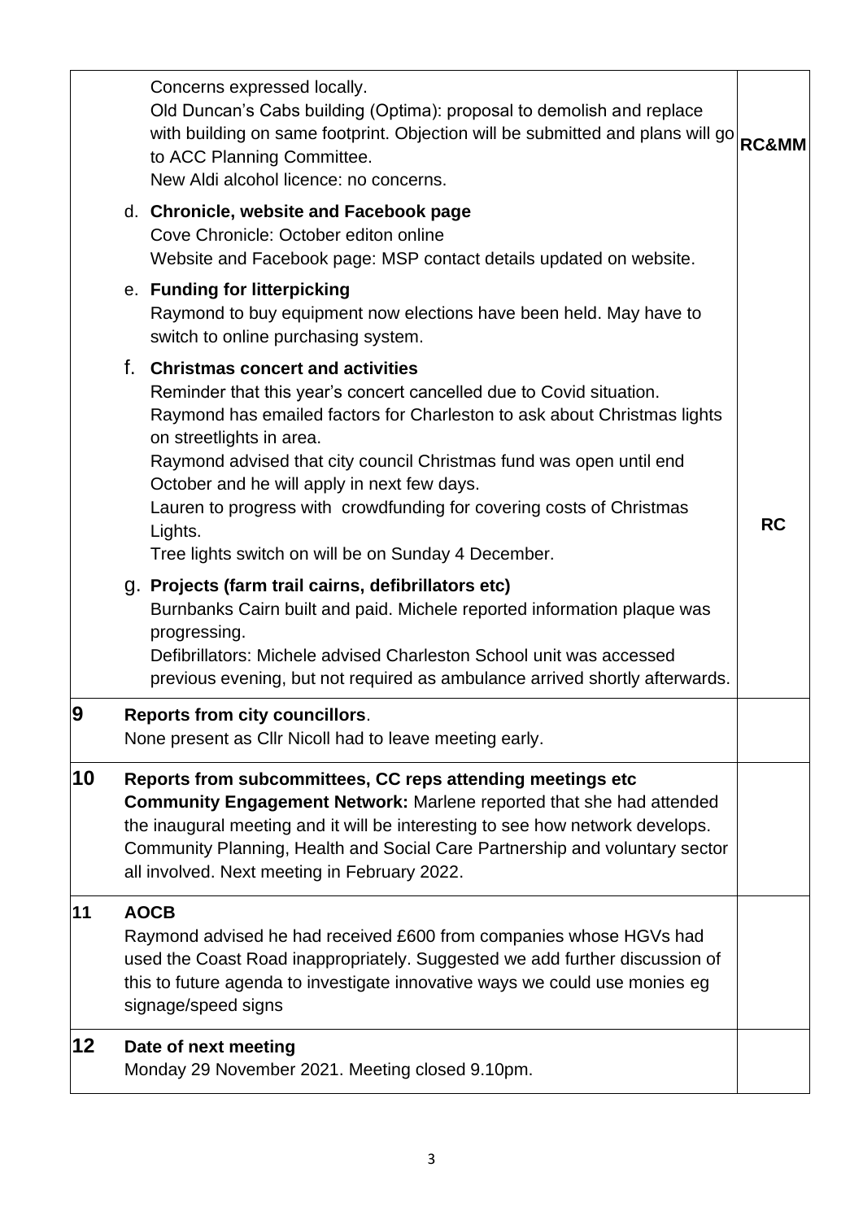| | | |
|---|---|---|
| | Concerns expressed locally.<br>Old Duncan's Cabs building (Optima): proposal to demolish and replace with building on same footprint. Objection will be submitted and plans will go to ACC Planning Committee.<br>New Aldi alcohol licence: no concerns. | **RC&MM** |
| | d. **Chronicle, website and Facebook page**<br>Cove Chronicle: October editon online<br>Website and Facebook page: MSP contact details updated on website. | |
| | e. **Funding for litterpicking**<br>Raymond to buy equipment now elections have been held. May have to switch to online purchasing system. | |
| | f. **Christmas concert and activities**<br>Reminder that this year's concert cancelled due to Covid situation.<br>Raymond has emailed factors for Charleston to ask about Christmas lights on streetlights in area.<br>Raymond advised that city council Christmas fund was open until end October and he will apply in next few days.<br>Lauren to progress with crowdfunding for covering costs of Christmas Lights.<br>Tree lights switch on will be on Sunday 4 December. | **RC** |
| | g. **Projects (farm trail cairns, defibrillators etc)**<br>Burnbanks Cairn built and paid. Michele reported information plaque was progressing.<br>Defibrillators: Michele advised Charleston School unit was accessed previous evening, but not required as ambulance arrived shortly afterwards. | |
| **9** | **Reports from city councillors**.<br>None present as Cllr Nicoll had to leave meeting early. | |
| **10** | **Reports from subcommittees, CC reps attending meetings etc**<br>**Community Engagement Network:** Marlene reported that she had attended the inaugural meeting and it will be interesting to see how network develops. Community Planning, Health and Social Care Partnership and voluntary sector all involved. Next meeting in February 2022. | |
| **11** | **AOCB**<br>Raymond advised he had received £600 from companies whose HGVs had used the Coast Road inappropriately. Suggested we add further discussion of this to future agenda to investigate innovative ways we could use monies eg signage/speed signs | |
| **12** | **Date of next meeting**<br>Monday 29 November 2021. Meeting closed 9.10pm. | |